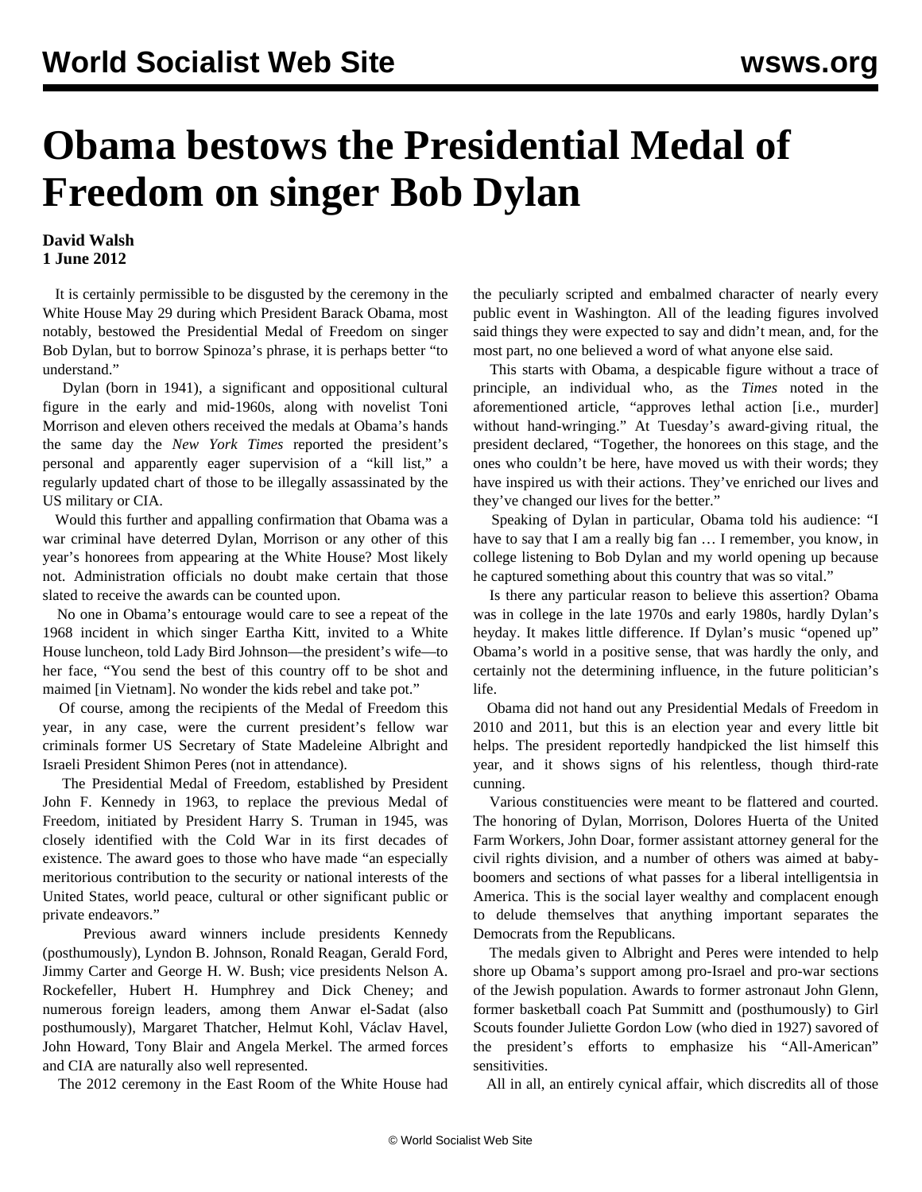# Obama bestows the Presidential Medal of Freedom on singer Bob Dylan

**David Walsh**
**1 June 2012**

It is certainly permissible to be disgusted by the ceremony in the White House May 29 during which President Barack Obama, most notably, bestowed the Presidential Medal of Freedom on singer Bob Dylan, but to borrow Spinoza's phrase, it is perhaps better "to understand."

Dylan (born in 1941), a significant and oppositional cultural figure in the early and mid-1960s, along with novelist Toni Morrison and eleven others received the medals at Obama's hands the same day the *New York Times* reported the president's personal and apparently eager supervision of a "kill list," a regularly updated chart of those to be illegally assassinated by the US military or CIA.

Would this further and appalling confirmation that Obama was a war criminal have deterred Dylan, Morrison or any other of this year's honorees from appearing at the White House? Most likely not. Administration officials no doubt make certain that those slated to receive the awards can be counted upon.

No one in Obama's entourage would care to see a repeat of the 1968 incident in which singer Eartha Kitt, invited to a White House luncheon, told Lady Bird Johnson—the president's wife—to her face, "You send the best of this country off to be shot and maimed [in Vietnam]. No wonder the kids rebel and take pot."

Of course, among the recipients of the Medal of Freedom this year, in any case, were the current president's fellow war criminals former US Secretary of State Madeleine Albright and Israeli President Shimon Peres (not in attendance).

The Presidential Medal of Freedom, established by President John F. Kennedy in 1963, to replace the previous Medal of Freedom, initiated by President Harry S. Truman in 1945, was closely identified with the Cold War in its first decades of existence. The award goes to those who have made "an especially meritorious contribution to the security or national interests of the United States, world peace, cultural or other significant public or private endeavors."

Previous award winners include presidents Kennedy (posthumously), Lyndon B. Johnson, Ronald Reagan, Gerald Ford, Jimmy Carter and George H. W. Bush; vice presidents Nelson A. Rockefeller, Hubert H. Humphrey and Dick Cheney; and numerous foreign leaders, among them Anwar el-Sadat (also posthumously), Margaret Thatcher, Helmut Kohl, Václav Havel, John Howard, Tony Blair and Angela Merkel. The armed forces and CIA are naturally also well represented.

The 2012 ceremony in the East Room of the White House had the peculiarly scripted and embalmed character of nearly every public event in Washington. All of the leading figures involved said things they were expected to say and didn't mean, and, for the most part, no one believed a word of what anyone else said.

This starts with Obama, a despicable figure without a trace of principle, an individual who, as the *Times* noted in the aforementioned article, "approves lethal action [i.e., murder] without hand-wringing." At Tuesday's award-giving ritual, the president declared, "Together, the honorees on this stage, and the ones who couldn't be here, have moved us with their words; they have inspired us with their actions. They've enriched our lives and they've changed our lives for the better."

Speaking of Dylan in particular, Obama told his audience: "I have to say that I am a really big fan … I remember, you know, in college listening to Bob Dylan and my world opening up because he captured something about this country that was so vital."

Is there any particular reason to believe this assertion? Obama was in college in the late 1970s and early 1980s, hardly Dylan's heyday. It makes little difference. If Dylan's music "opened up" Obama's world in a positive sense, that was hardly the only, and certainly not the determining influence, in the future politician's life.

Obama did not hand out any Presidential Medals of Freedom in 2010 and 2011, but this is an election year and every little bit helps. The president reportedly handpicked the list himself this year, and it shows signs of his relentless, though third-rate cunning.

Various constituencies were meant to be flattered and courted. The honoring of Dylan, Morrison, Dolores Huerta of the United Farm Workers, John Doar, former assistant attorney general for the civil rights division, and a number of others was aimed at baby-boomers and sections of what passes for a liberal intelligentsia in America. This is the social layer wealthy and complacent enough to delude themselves that anything important separates the Democrats from the Republicans.

The medals given to Albright and Peres were intended to help shore up Obama's support among pro-Israel and pro-war sections of the Jewish population. Awards to former astronaut John Glenn, former basketball coach Pat Summitt and (posthumously) to Girl Scouts founder Juliette Gordon Low (who died in 1927) savored of the president's efforts to emphasize his "All-American" sensitivities.

All in all, an entirely cynical affair, which discredits all of those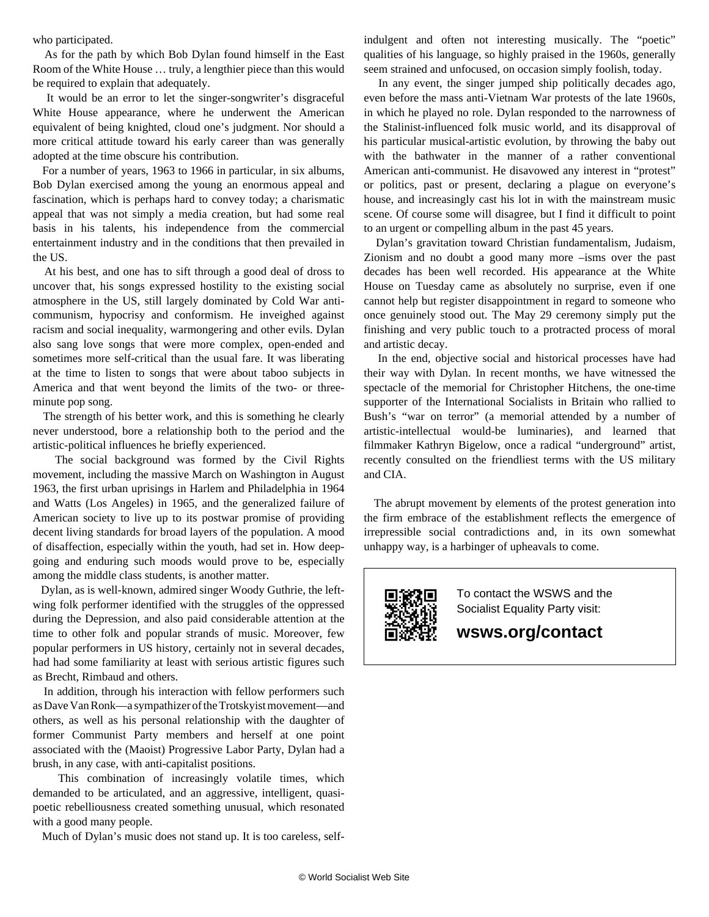who participated.

As for the path by which Bob Dylan found himself in the East Room of the White House … truly, a lengthier piece than this would be required to explain that adequately.

It would be an error to let the singer-songwriter's disgraceful White House appearance, where he underwent the American equivalent of being knighted, cloud one's judgment. Nor should a more critical attitude toward his early career than was generally adopted at the time obscure his contribution.

For a number of years, 1963 to 1966 in particular, in six albums, Bob Dylan exercised among the young an enormous appeal and fascination, which is perhaps hard to convey today; a charismatic appeal that was not simply a media creation, but had some real basis in his talents, his independence from the commercial entertainment industry and in the conditions that then prevailed in the US.

At his best, and one has to sift through a good deal of dross to uncover that, his songs expressed hostility to the existing social atmosphere in the US, still largely dominated by Cold War anti-communism, hypocrisy and conformism. He inveighed against racism and social inequality, warmongering and other evils. Dylan also sang love songs that were more complex, open-ended and sometimes more self-critical than the usual fare. It was liberating at the time to listen to songs that were about taboo subjects in America and that went beyond the limits of the two- or three-minute pop song.

The strength of his better work, and this is something he clearly never understood, bore a relationship both to the period and the artistic-political influences he briefly experienced.

The social background was formed by the Civil Rights movement, including the massive March on Washington in August 1963, the first urban uprisings in Harlem and Philadelphia in 1964 and Watts (Los Angeles) in 1965, and the generalized failure of American society to live up to its postwar promise of providing decent living standards for broad layers of the population. A mood of disaffection, especially within the youth, had set in. How deep-going and enduring such moods would prove to be, especially among the middle class students, is another matter.

Dylan, as is well-known, admired singer Woody Guthrie, the left-wing folk performer identified with the struggles of the oppressed during the Depression, and also paid considerable attention at the time to other folk and popular strands of music. Moreover, few popular performers in US history, certainly not in several decades, had had some familiarity at least with serious artistic figures such as Brecht, Rimbaud and others.

In addition, through his interaction with fellow performers such as Dave Van Ronk—a sympathizer of the Trotskyist movement—and others, as well as his personal relationship with the daughter of former Communist Party members and herself at one point associated with the (Maoist) Progressive Labor Party, Dylan had a brush, in any case, with anti-capitalist positions.

This combination of increasingly volatile times, which demanded to be articulated, and an aggressive, intelligent, quasi-poetic rebelliousness created something unusual, which resonated with a good many people.

Much of Dylan's music does not stand up. It is too careless, self-indulgent and often not interesting musically. The "poetic" qualities of his language, so highly praised in the 1960s, generally seem strained and unfocused, on occasion simply foolish, today.

In any event, the singer jumped ship politically decades ago, even before the mass anti-Vietnam War protests of the late 1960s, in which he played no role. Dylan responded to the narrowness of the Stalinist-influenced folk music world, and its disapproval of his particular musical-artistic evolution, by throwing the baby out with the bathwater in the manner of a rather conventional American anti-communist. He disavowed any interest in "protest" or politics, past or present, declaring a plague on everyone's house, and increasingly cast his lot in with the mainstream music scene. Of course some will disagree, but I find it difficult to point to an urgent or compelling album in the past 45 years.

Dylan's gravitation toward Christian fundamentalism, Judaism, Zionism and no doubt a good many more –isms over the past decades has been well recorded. His appearance at the White House on Tuesday came as absolutely no surprise, even if one cannot help but register disappointment in regard to someone who once genuinely stood out. The May 29 ceremony simply put the finishing and very public touch to a protracted process of moral and artistic decay.

In the end, objective social and historical processes have had their way with Dylan. In recent months, we have witnessed the spectacle of the memorial for Christopher Hitchens, the one-time supporter of the International Socialists in Britain who rallied to Bush's "war on terror" (a memorial attended by a number of artistic-intellectual would-be luminaries), and learned that filmmaker Kathryn Bigelow, once a radical "underground" artist, recently consulted on the friendliest terms with the US military and CIA.

The abrupt movement by elements of the protest generation into the firm embrace of the establishment reflects the emergence of irrepressible social contradictions and, in its own somewhat unhappy way, is a harbinger of upheavals to come.

To contact the WSWS and the Socialist Equality Party visit:

**wsws.org/contact**